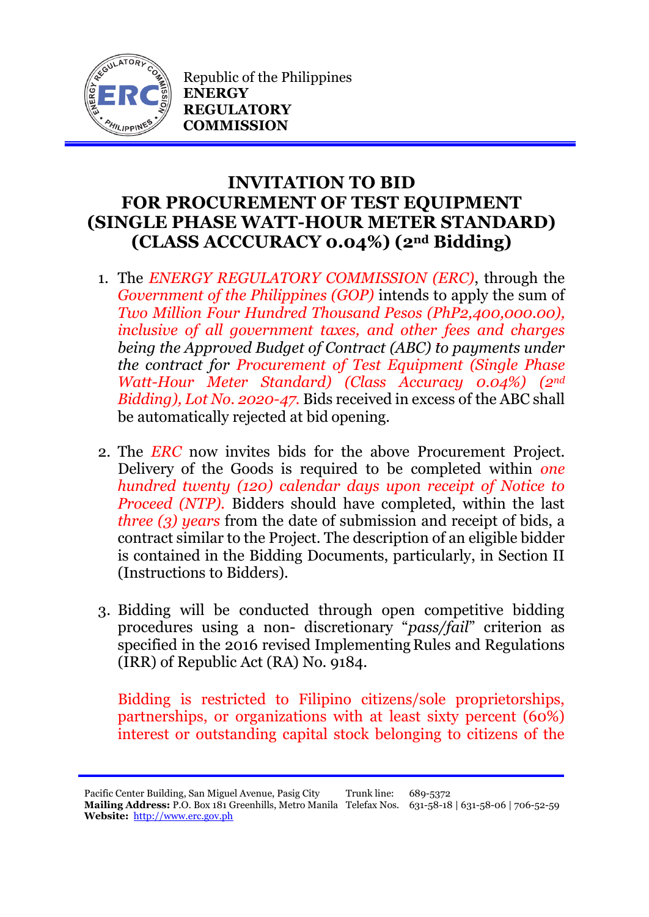Republic of the Philippines
**ENERGY REGULATORY COMMISSION**

# INVITATION TO BID FOR PROCUREMENT OF TEST EQUIPMENT (SINGLE PHASE WATT-HOUR METER STANDARD) (CLASS ACCCURACY 0.04%) (2nd Bidding)

1. The *ENERGY REGULATORY COMMISSION (ERC)*, through the *Government of the Philippines (GOP)* intends to apply the sum of *Two Million Four Hundred Thousand Pesos (PhP2,400,000.00), inclusive of all government taxes, and other fees and charges being the Approved Budget of Contract (ABC) to payments under the contract for Procurement of Test Equipment (Single Phase Watt-Hour Meter Standard) (Class Accuracy 0.04%) (2nd Bidding), Lot No. 2020-47.* Bids received in excess of the ABC shall be automatically rejected at bid opening.

2. The *ERC* now invites bids for the above Procurement Project. Delivery of the Goods is required to be completed within *one hundred twenty (120) calendar days upon receipt of Notice to Proceed (NTP).* Bidders should have completed, within the last *three (3) years* from the date of submission and receipt of bids, a contract similar to the Project. The description of an eligible bidder is contained in the Bidding Documents, particularly, in Section II (Instructions to Bidders).

3. Bidding will be conducted through open competitive bidding procedures using a non- discretionary "*pass/fail*" criterion as specified in the 2016 revised Implementing Rules and Regulations (IRR) of Republic Act (RA) No. 9184.

   Bidding is restricted to Filipino citizens/sole proprietorships, partnerships, or organizations with at least sixty percent (60%) interest or outstanding capital stock belonging to citizens of the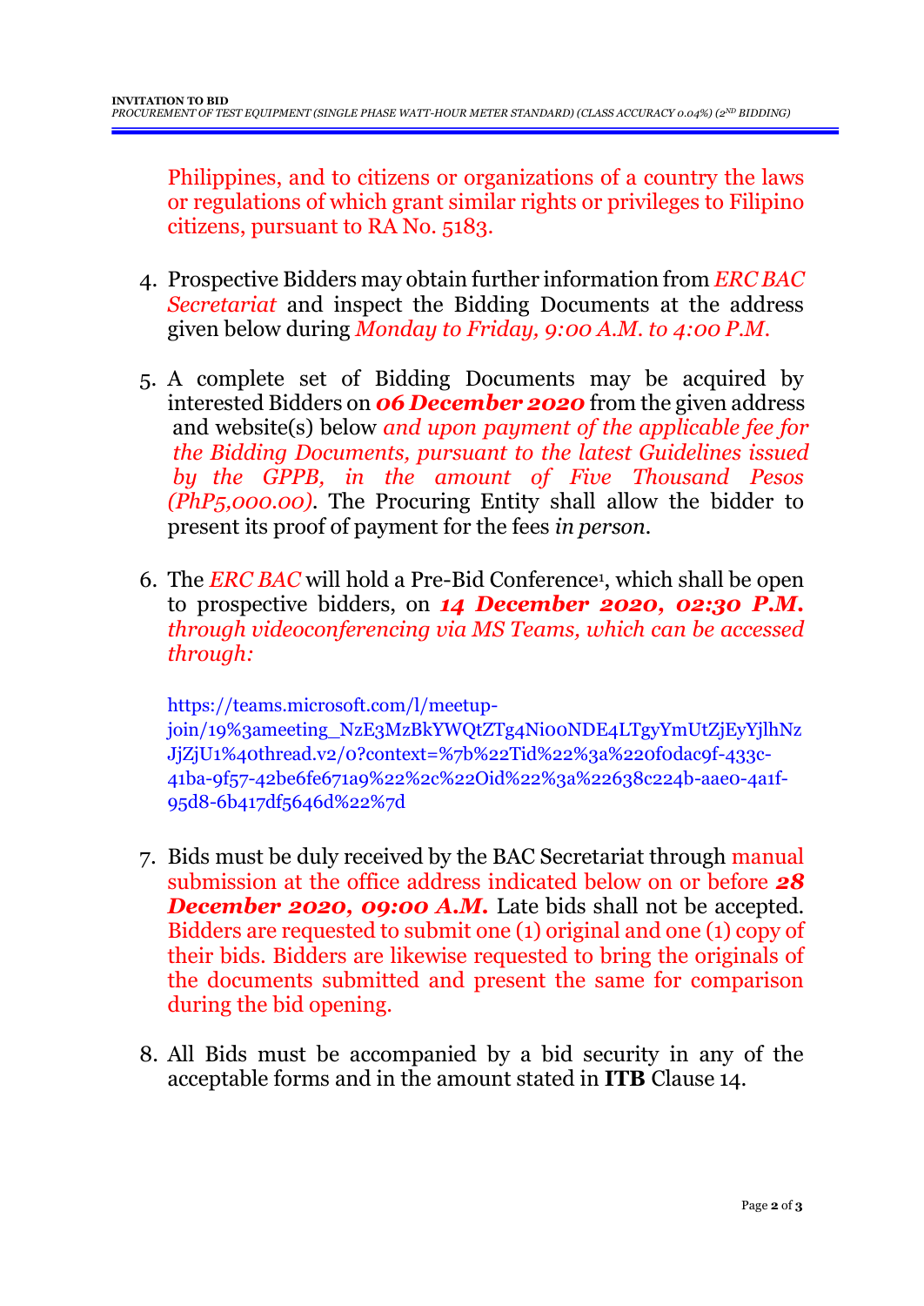Philippines, and to citizens or organizations of a country the laws or regulations of which grant similar rights or privileges to Filipino citizens, pursuant to RA No. 5183.

4. Prospective Bidders may obtain further information from *ERC BAC Secretariat* and inspect the Bidding Documents at the address given below during *Monday to Friday, 9:00 A.M. to 4:00 P.M.*

5. A complete set of Bidding Documents may be acquired by interested Bidders on ***06 December 2020*** from the given address and website(s) below *and upon payment of the applicable fee for the Bidding Documents, pursuant to the latest Guidelines issued by the GPPB, in the amount of Five Thousand Pesos (PhP5,000.00)*. The Procuring Entity shall allow the bidder to present its proof of payment for the fees *in person*.

6. The *ERC BAC* will hold a Pre-Bid Conference[1], which shall be open to prospective bidders, on ***14 December 2020, 02:30 P.M.*** *through videoconferencing via MS Teams, which can be accessed through:*

   https://teams.microsoft.com/l/meetup-join/19%3ameeting_NzE3MzBkYWQtZTg4Ni00NDE4LTgyYmUtZjEyYjlhNzJjZjU1%40thread.v2/0?context=%7b%22Tid%22%3a%220f0dac9f-433c-41ba-9f57-42be6fe671a9%22%2c%22Oid%22%3a%22638c224b-aae0-4a1f-95d8-6b417df5646d%22%7d

7. Bids must be duly received by the BAC Secretariat through manual submission at the office address indicated below on or before ***28 December 2020, 09:00 A.M.*** Late bids shall not be accepted. Bidders are requested to submit one (1) original and one (1) copy of their bids. Bidders are likewise requested to bring the originals of the documents submitted and present the same for comparison during the bid opening.

8. All Bids must be accompanied by a bid security in any of the acceptable forms and in the amount stated in **ITB** Clause 14.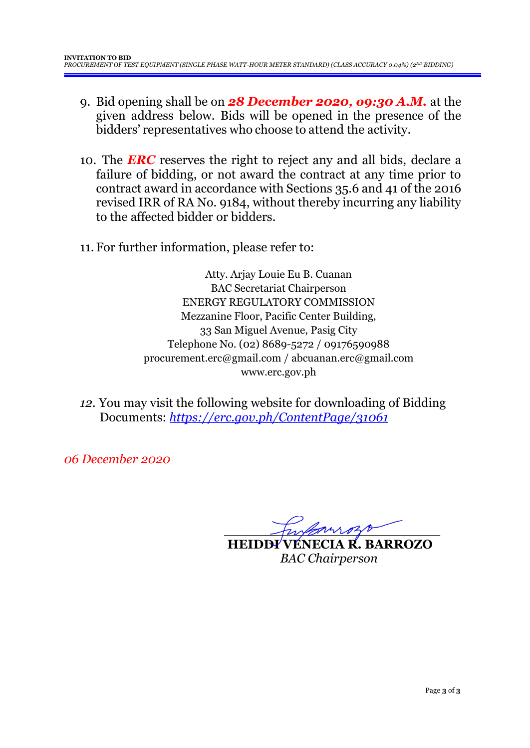9. Bid opening shall be on ***28 December 2020, 09:30 A.M.*** at the given address below. Bids will be opened in the presence of the bidders' representatives who choose to attend the activity.

10. The ***ERC*** reserves the right to reject any and all bids, declare a failure of bidding, or not award the contract at any time prior to contract award in accordance with Sections 35.6 and 41 of the 2016 revised IRR of RA No. 9184, without thereby incurring any liability to the affected bidder or bidders.

11. For further information, please refer to:

Atty. Arjay Louie Eu B. Cuanan
BAC Secretariat Chairperson
ENERGY REGULATORY COMMISSION
Mezzanine Floor, Pacific Center Building,
33 San Miguel Avenue, Pasig City
Telephone No. (02) 8689-5272 / 09176590988
procurement.erc@gmail.com / abcuanan.erc@gmail.com
www.erc.gov.ph

*12*. You may visit the following website for downloading of Bidding Documents: *https://erc.gov.ph/ContentPage/31061*

*06 December 2020*

**HEIDDI VENECIA R. BARROZO**
*BAC Chairperson*